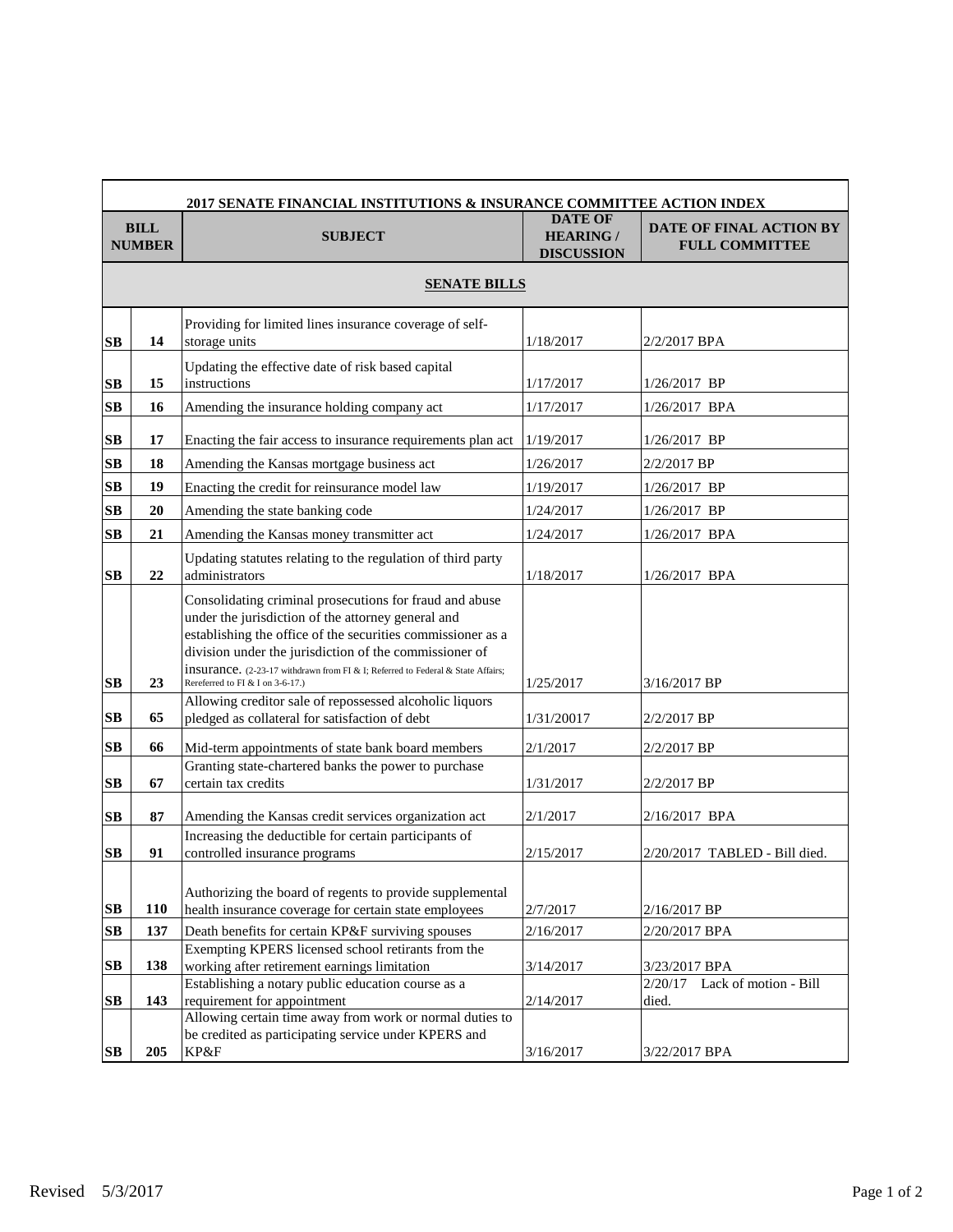| 2017 SENATE FINANCIAL INSTITUTIONS & INSURANCE COMMITTEE ACTION INDEX | | | | |
|---|---|---|---|---|
| **BILL NUMBER** | | **SUBJECT** | **DATE OF HEARING / DISCUSSION** | **DATE OF FINAL ACTION BY FULL COMMITTEE** |
| **SENATE BILLS** | | | | |
| **SB** | **14** | Providing for limited lines insurance coverage of self-storage units | 1/18/2017 | 2/2/2017 BPA |
| **SB** | **15** | Updating the effective date of risk based capital instructions | 1/17/2017 | 1/26/2017 BP |
| **SB** | **16** | Amending the insurance holding company act | 1/17/2017 | 1/26/2017 BPA |
| **SB** | **17** | Enacting the fair access to insurance requirements plan act | 1/19/2017 | 1/26/2017 BP |
| **SB** | **18** | Amending the Kansas mortgage business act | 1/26/2017 | 2/2/2017 BP |
| **SB** | **19** | Enacting the credit for reinsurance model law | 1/19/2017 | 1/26/2017 BP |
| **SB** | **20** | Amending the state banking code | 1/24/2017 | 1/26/2017 BP |
| **SB** | **21** | Amending the Kansas money transmitter act | 1/24/2017 | 1/26/2017 BPA |
| **SB** | **22** | Updating statutes relating to the regulation of third party administrators | 1/18/2017 | 1/26/2017 BPA |
| **SB** | **23** | Consolidating criminal prosecutions for fraud and abuse under the jurisdiction of the attorney general and establishing the office of the securities commissioner as a division under the jurisdiction of the commissioner of insurance. (2-23-17 withdrawn from FI & I; Referred to Federal & State Affairs; Rereferred to FI & I on 3-6-17.) | 1/25/2017 | 3/16/2017 BP |
| **SB** | **65** | Allowing creditor sale of repossessed alcoholic liquors pledged as collateral for satisfaction of debt | 1/31/20017 | 2/2/2017 BP |
| **SB** | **66** | Mid-term appointments of state bank board members | 2/1/2017 | 2/2/2017 BP |
| **SB** | **67** | Granting state-chartered banks the power to purchase certain tax credits | 1/31/2017 | 2/2/2017 BP |
| **SB** | **87** | Amending the Kansas credit services organization act | 2/1/2017 | 2/16/2017 BPA |
| **SB** | **91** | Increasing the deductible for certain participants of controlled insurance programs | 2/15/2017 | 2/20/2017 TABLED - Bill died. |
| **SB** | **110** | Authorizing the board of regents to provide supplemental health insurance coverage for certain state employees | 2/7/2017 | 2/16/2017 BP |
| **SB** | **137** | Death benefits for certain KP&F surviving spouses | 2/16/2017 | 2/20/2017 BPA |
| **SB** | **138** | Exempting KPERS licensed school retirants from the working after retirement earnings limitation | 3/14/2017 | 3/23/2017 BPA |
| **SB** | **143** | Establishing a notary public education course as a requirement for appointment | 2/14/2017 | 2/20/17 Lack of motion - Bill died. |
| **SB** | **205** | Allowing certain time away from work or normal duties to be credited as participating service under KPERS and KP&F | 3/16/2017 | 3/22/2017 BPA |

Revised 5/3/2017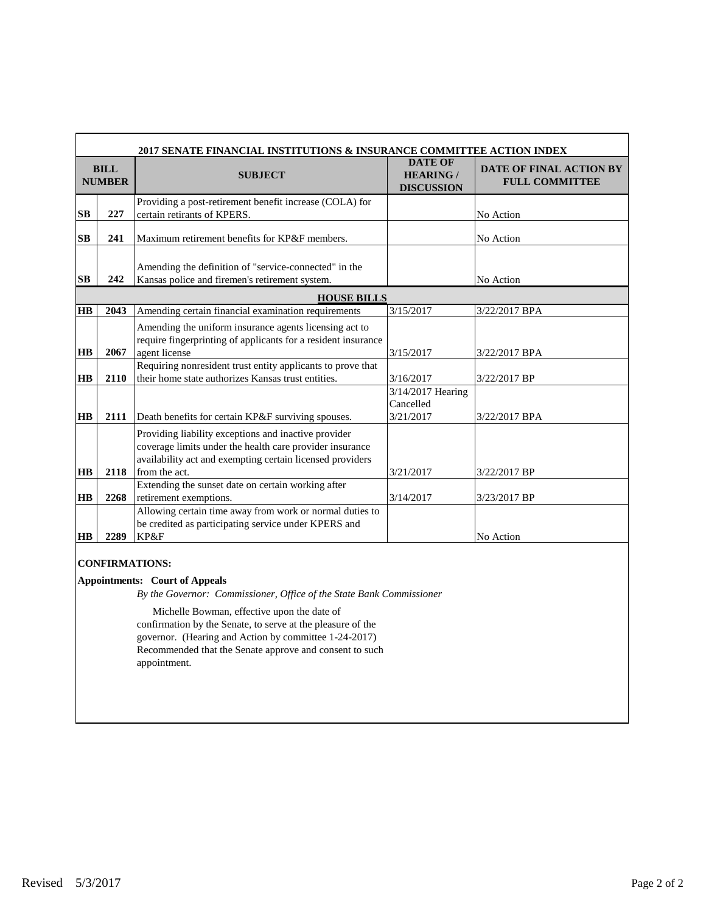## 2017 SENATE FINANCIAL INSTITUTIONS & INSURANCE COMMITTEE ACTION INDEX

| BILL NUMBER | | SUBJECT | DATE OF HEARING / DISCUSSION | DATE OF FINAL ACTION BY FULL COMMITTEE |
|---|---|---|---|---|
| SB | 227 | Providing a post-retirement benefit increase (COLA) for certain retirants of KPERS. | | No Action |
| SB | 241 | Maximum retirement benefits for KP&F members. | | No Action |
| SB | 242 | Amending the definition of "service-connected" in the Kansas police and firemen's retirement system. | | No Action |
| **HOUSE BILLS** | | | | |
| HB | 2043 | Amending certain financial examination requirements | 3/15/2017 | 3/22/2017 BPA |
| HB | 2067 | Amending the uniform insurance agents licensing act to require fingerprinting of applicants for a resident insurance agent license | 3/15/2017 | 3/22/2017 BPA |
| HB | 2110 | Requiring nonresident trust entity applicants to prove that their home state authorizes Kansas trust entities. | 3/16/2017 | 3/22/2017 BP |
| HB | 2111 | Death benefits for certain KP&F surviving spouses. | 3/14/2017 Hearing Cancelled 3/21/2017 | 3/22/2017 BPA |
| HB | 2118 | Providing liability exceptions and inactive provider coverage limits under the health care provider insurance availability act and exempting certain licensed providers from the act. | 3/21/2017 | 3/22/2017 BP |
| HB | 2268 | Extending the sunset date on certain working after retirement exemptions. | 3/14/2017 | 3/23/2017 BP |
| HB | 2289 | Allowing certain time away from work or normal duties to be credited as participating service under KPERS and KP&F | | No Action |

**CONFIRMATIONS:**

**Appointments: Court of Appeals**

*By the Governor: Commissioner, Office of the State Bank Commissioner*

Michelle Bowman, effective upon the date of confirmation by the Senate, to serve at the pleasure of the governor. (Hearing and Action by committee 1-24-2017) Recommended that the Senate approve and consent to such appointment.

Revised 5/3/2017